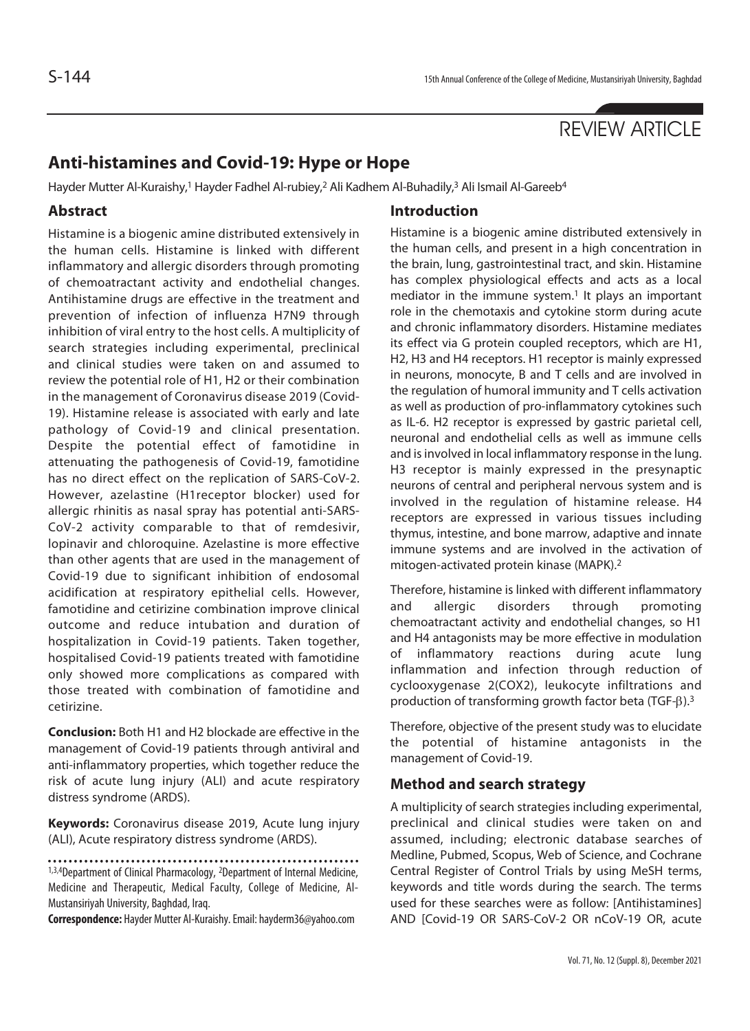REVIEW ARTICLE

# Anti-histamines and Covid-19: Hype or Hope

Hayder Mutter Al-Kuraishy,[1] Hayder Fadhel Al-rubiey,[2] Ali Kadhem Al-Buhadily,[3] Ali Ismail Al-Gareeb[4]

## Abstract

Histamine is a biogenic amine distributed extensively in the human cells. Histamine is linked with different inflammatory and allergic disorders through promoting of chemoattractant activity and endothelial changes. Antihistamine drugs are effective in the treatment and prevention of infection of influenza H7N9 through inhibition of viral entry to the host cells. A multiplicity of search strategies including experimental, preclinical and clinical studies were taken on and assumed to review the potential role of H1, H2 or their combination in the management of Coronavirus disease 2019 (Covid-19). Histamine release is associated with early and late pathology of Covid-19 and clinical presentation. Despite the potential effect of famotidine in attenuating the pathogenesis of Covid-19, famotidine has no direct effect on the replication of SARS-CoV-2. However, azelastine (H1receptor blocker) used for allergic rhinitis as nasal spray has potential anti-SARS-CoV-2 activity comparable to that of remdesivir, lopinavir and chloroquine. Azelastine is more effective than other agents that are used in the management of Covid-19 due to significant inhibition of endosomal acidification at respiratory epithelial cells. However, famotidine and cetirizine combination improve clinical outcome and reduce intubation and duration of hospitalization in Covid-19 patients. Taken together, hospitalised Covid-19 patients treated with famotidine only showed more complications as compared with those treated with combination of famotidine and cetirizine.

**Conclusion:** Both H1 and H2 blockade are effective in the management of Covid-19 patients through antiviral and anti-inflammatory properties, which together reduce the risk of acute lung injury (ALI) and acute respiratory distress syndrome (ARDS).

**Keywords:** Coronavirus disease 2019, Acute lung injury (ALI), Acute respiratory distress syndrome (ARDS).

[1,3,4]Department of Clinical Pharmacology, [2]Department of Internal Medicine, Medicine and Therapeutic, Medical Faculty, College of Medicine, Al-Mustansiriyah University, Baghdad, Iraq.

**Correspondence:** Hayder Mutter Al-Kuraishy. Email: hayderm36@yahoo.com

## Introduction

Histamine is a biogenic amine distributed extensively in the human cells, and present in a high concentration in the brain, lung, gastrointestinal tract, and skin. Histamine has complex physiological effects and acts as a local mediator in the immune system.[1] It plays an important role in the chemotaxis and cytokine storm during acute and chronic inflammatory disorders. Histamine mediates its effect via G protein coupled receptors, which are H1, H2, H3 and H4 receptors. H1 receptor is mainly expressed in neurons, monocyte, B and T cells and are involved in the regulation of humoral immunity and T cells activation as well as production of pro-inflammatory cytokines such as IL-6. H2 receptor is expressed by gastric parietal cell, neuronal and endothelial cells as well as immune cells and is involved in local inflammatory response in the lung. H3 receptor is mainly expressed in the presynaptic neurons of central and peripheral nervous system and is involved in the regulation of histamine release. H4 receptors are expressed in various tissues including thymus, intestine, and bone marrow, adaptive and innate immune systems and are involved in the activation of mitogen-activated protein kinase (MAPK).[2]

Therefore, histamine is linked with different inflammatory and allergic disorders through promoting chemoattractant activity and endothelial changes, so H1 and H4 antagonists may be more effective in modulation of inflammatory reactions during acute lung inflammation and infection through reduction of cyclooxygenase 2(COX2), leukocyte infiltrations and production of transforming growth factor beta (TGF-β).[3]

Therefore, objective of the present study was to elucidate the potential of histamine antagonists in the management of Covid-19.

## Method and search strategy

A multiplicity of search strategies including experimental, preclinical and clinical studies were taken on and assumed, including; electronic database searches of Medline, Pubmed, Scopus, Web of Science, and Cochrane Central Register of Control Trials by using MeSH terms, keywords and title words during the search. The terms used for these searches were as follow: [Antihistamines] AND [Covid-19 OR SARS-CoV-2 OR nCoV-19 OR, acute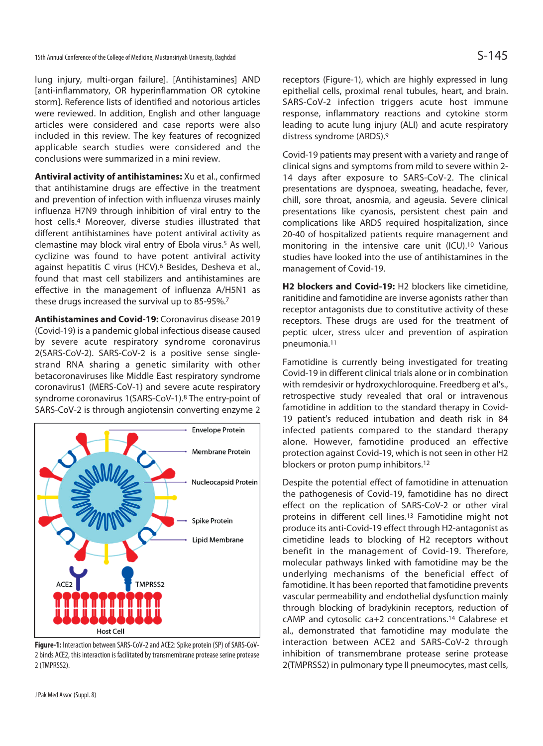lung injury, multi-organ failure]. [Antihistamines] AND [anti-inflammatory, OR hyperinflammation OR cytokine storm]. Reference lists of identified and notorious articles were reviewed. In addition, English and other language articles were considered and case reports were also included in this review. The key features of recognized applicable search studies were considered and the conclusions were summarized in a mini review.

**Antiviral activity of antihistamines:** Xu et al., confirmed that antihistamine drugs are effective in the treatment and prevention of infection with influenza viruses mainly influenza H7N9 through inhibition of viral entry to the host cells.[4] Moreover, diverse studies illustrated that different antihistamines have potent antiviral activity as clemastine may block viral entry of Ebola virus.[5] As well, cyclizine was found to have potent antiviral activity against hepatitis C virus (HCV).[6] Besides, Desheva et al., found that mast cell stabilizers and antihistamines are effective in the management of influenza A/H5N1 as these drugs increased the survival up to 85-95%.[7]

**Antihistamines and Covid-19:** Coronavirus disease 2019 (Covid-19) is a pandemic global infectious disease caused by severe acute respiratory syndrome coronavirus 2(SARS-CoV-2). SARS-CoV-2 is a positive sense single-strand RNA sharing a genetic similarity with other betacoronaviruses like Middle East respiratory syndrome coronavirus1 (MERS-CoV-1) and severe acute respiratory syndrome coronavirus 1(SARS-CoV-1).[8] The entry-point of SARS-CoV-2 is through angiotensin converting enzyme 2 receptors (Figure-1), which are highly expressed in lung epithelial cells, proximal renal tubules, heart, and brain. SARS-CoV-2 infection triggers acute host immune response, inflammatory reactions and cytokine storm leading to acute lung injury (ALI) and acute respiratory distress syndrome (ARDS).[9]

**Figure-1:** Interaction between SARS-CoV-2 and ACE2: Spike protein (SP) of SARS-CoV-2 binds ACE2, this interaction is facilitated by transmembrane protease serine protease 2 (TMPRSS2).

Covid-19 patients may present with a variety and range of clinical signs and symptoms from mild to severe within 2-14 days after exposure to SARS-CoV-2. The clinical presentations are dyspnoea, sweating, headache, fever, chill, sore throat, anosmia, and ageusia. Severe clinical presentations like cyanosis, persistent chest pain and complications like ARDS required hospitalization, since 20-40 of hospitalized patients require management and monitoring in the intensive care unit (ICU).[10] Various studies have looked into the use of antihistamines in the management of Covid-19.

**H2 blockers and Covid-19:** H2 blockers like cimetidine, ranitidine and famotidine are inverse agonists rather than receptor antagonists due to constitutive activity of these receptors. These drugs are used for the treatment of peptic ulcer, stress ulcer and prevention of aspiration pneumonia.[11]

Famotidine is currently being investigated for treating Covid-19 in different clinical trials alone or in combination with remdesivir or hydroxychloroquine. Freedberg et al's., retrospective study revealed that oral or intravenous famotidine in addition to the standard therapy in Covid-19 patient's reduced intubation and death risk in 84 infected patients compared to the standard therapy alone. However, famotidine produced an effective protection against Covid-19, which is not seen in other H2 blockers or proton pump inhibitors.[12]

Despite the potential effect of famotidine in attenuation the pathogenesis of Covid-19, famotidine has no direct effect on the replication of SARS-CoV-2 or other viral proteins in different cell lines.[13] Famotidine might not produce its anti-Covid-19 effect through H2-antagonist as cimetidine leads to blocking of H2 receptors without benefit in the management of Covid-19. Therefore, molecular pathways linked with famotidine may be the underlying mechanisms of the beneficial effect of famotidine. It has been reported that famotidine prevents vascular permeability and endothelial dysfunction mainly through blocking of bradykinin receptors, reduction of cAMP and cytosolic $ca^{+2}$ concentrations.[14] Calabrese et al., demonstrated that famotidine may modulate the interaction between ACE2 and SARS-CoV-2 through inhibition of transmembrane protease serine protease 2(TMPRSS2) in pulmonary type II pneumocytes, mast cells,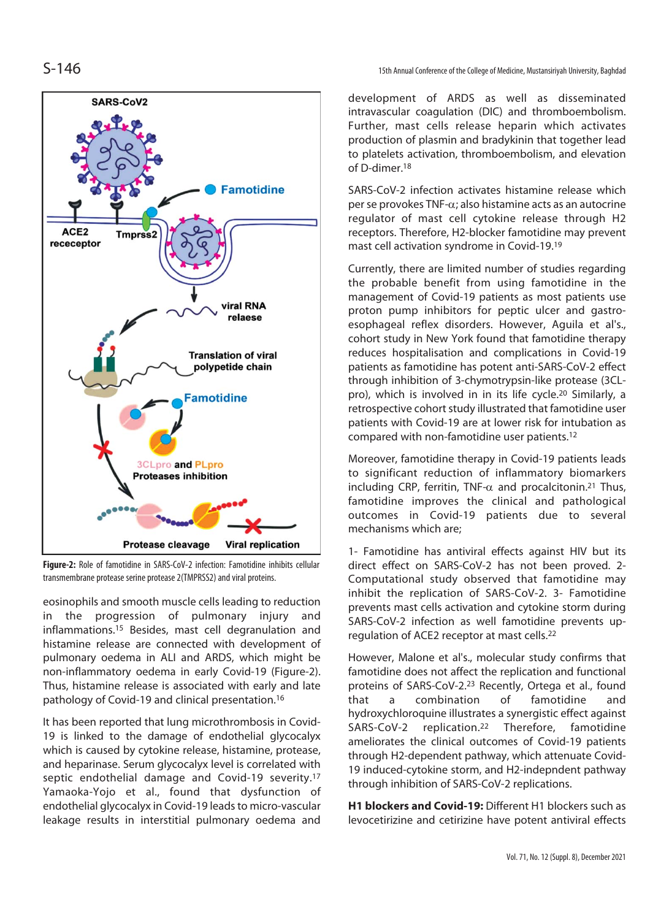Figure-2: Role of famotidine in SARS-CoV-2 infection: Famotidine inhibits cellular transmembrane protease serine protease 2(TMPRSS2) and viral proteins.

eosinophils and smooth muscle cells leading to reduction in the progression of pulmonary injury and inflammations.[15] Besides, mast cell degranulation and histamine release are connected with development of pulmonary oedema in ALI and ARDS, which might be non-inflammatory oedema in early Covid-19 (Figure-2). Thus, histamine release is associated with early and late pathology of Covid-19 and clinical presentation.[16]

It has been reported that lung microthrombosis in Covid-19 is linked to the damage of endothelial glycocalyx which is caused by cytokine release, histamine, protease, and heparinase. Serum glycocalyx level is correlated with septic endothelial damage and Covid-19 severity.[17] Yamaoka-Yojo et al., found that dysfunction of endothelial glycocalyx in Covid-19 leads to micro-vascular leakage results in interstitial pulmonary oedema and development of ARDS as well as disseminated intravascular coagulation (DIC) and thromboembolism. Further, mast cells release heparin which activates production of plasmin and bradykinin that together lead to platelets activation, thromboembolism, and elevation of D-dimer.[18]

SARS-CoV-2 infection activates histamine release which per se provokes TNF-$\alpha$; also histamine acts as an autocrine regulator of mast cell cytokine release through H2 receptors. Therefore, H2-blocker famotidine may prevent mast cell activation syndrome in Covid-19.[19]

Currently, there are limited number of studies regarding the probable benefit from using famotidine in the management of Covid-19 patients as most patients use proton pump inhibitors for peptic ulcer and gastro-esophageal reflex disorders. However, Aguila et al's., cohort study in New York found that famotidine therapy reduces hospitalisation and complications in Covid-19 patients as famotidine has potent anti-SARS-CoV-2 effect through inhibition of 3-chymotrypsin-like protease (3CL-pro), which is involved in in its life cycle.[20] Similarly, a retrospective cohort study illustrated that famotidine user patients with Covid-19 are at lower risk for intubation as compared with non-famotidine user patients.[12]

Moreover, famotidine therapy in Covid-19 patients leads to significant reduction of inflammatory biomarkers including CRP, ferritin, TNF-$\alpha$ and procalcitonin.[21] Thus, famotidine improves the clinical and pathological outcomes in Covid-19 patients due to several mechanisms which are;

1- Famotidine has antiviral effects against HIV but its direct effect on SARS-CoV-2 has not been proved. 2- Computational study observed that famotidine may inhibit the replication of SARS-CoV-2. 3- Famotidine prevents mast cells activation and cytokine storm during SARS-CoV-2 infection as well famotidine prevents up-regulation of ACE2 receptor at mast cells.[22]

However, Malone et al's., molecular study confirms that famotidine does not affect the replication and functional proteins of SARS-CoV-2.[23] Recently, Ortega et al., found that a combination of famotidine and hydroxychloroquine illustrates a synergistic effect against SARS-CoV-2 replication.[22] Therefore, famotidine ameliorates the clinical outcomes of Covid-19 patients through H2-dependent pathway, which attenuate Covid-19 induced-cytokine storm, and H2-indepndent pathway through inhibition of SARS-CoV-2 replications.

**H1 blockers and Covid-19:** Different H1 blockers such as levocetirizine and cetirizine have potent antiviral effects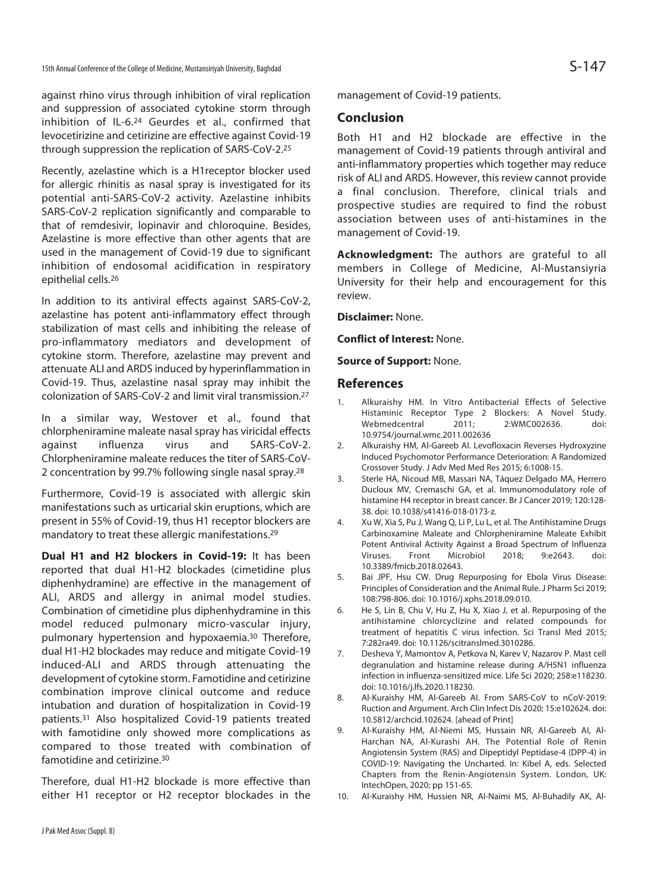against rhino virus through inhibition of viral replication and suppression of associated cytokine storm through inhibition of IL-6.[24] Geurdes et al., confirmed that levocetirizine and cetirizine are effective against Covid-19 through suppression the replication of SARS-CoV-2.[25]

Recently, azelastine which is a H1receptor blocker used for allergic rhinitis as nasal spray is investigated for its potential anti-SARS-CoV-2 activity. Azelastine inhibits SARS-CoV-2 replication significantly and comparable to that of remdesivir, lopinavir and chloroquine. Besides, Azelastine is more effective than other agents that are used in the management of Covid-19 due to significant inhibition of endosomal acidification in respiratory epithelial cells.[26]

In addition to its antiviral effects against SARS-CoV-2, azelastine has potent anti-inflammatory effect through stabilization of mast cells and inhibiting the release of pro-inflammatory mediators and development of cytokine storm. Therefore, azelastine may prevent and attenuate ALI and ARDS induced by hyperinflammation in Covid-19. Thus, azelastine nasal spray may inhibit the colonization of SARS-CoV-2 and limit viral transmission.[27]

In a similar way, Westover et al., found that chlorpheniramine maleate nasal spray has viricidal effects against influenza virus and SARS-CoV-2. Chlorpheniramine maleate reduces the titer of SARS-CoV-2 concentration by 99.7% following single nasal spray.[28]

Furthermore, Covid-19 is associated with allergic skin manifestations such as urticarial skin eruptions, which are present in 55% of Covid-19, thus H1 receptor blockers are mandatory to treat these allergic manifestations.[29]

**Dual H1 and H2 blockers in Covid-19:** It has been reported that dual H1-H2 blockades (cimetidine plus diphenhydramine) are effective in the management of ALI, ARDS and allergy in animal model studies. Combination of cimetidine plus diphenhydramine in this model reduced pulmonary micro-vascular injury, pulmonary hypertension and hypoxaemia.[30] Therefore, dual H1-H2 blockades may reduce and mitigate Covid-19 induced-ALI and ARDS through attenuating the development of cytokine storm. Famotidine and cetirizine combination improve clinical outcome and reduce intubation and duration of hospitalization in Covid-19 patients.[31] Also hospitalized Covid-19 patients treated with famotidine only showed more complications as compared to those treated with combination of famotidine and cetirizine.[30]

Therefore, dual H1-H2 blockade is more effective than either H1 receptor or H2 receptor blockades in the management of Covid-19 patients.

## Conclusion

Both H1 and H2 blockade are effective in the management of Covid-19 patients through antiviral and anti-inflammatory properties which together may reduce risk of ALI and ARDS. However, this review cannot provide a final conclusion. Therefore, clinical trials and prospective studies are required to find the robust association between uses of anti-histamines in the management of Covid-19.

**Acknowledgment:** The authors are grateful to all members in College of Medicine, Al-Mustansiyria University for their help and encouragement for this review.

**Disclaimer:** None.

**Conflict of Interest:** None.

**Source of Support:** None.

## References

1. Alkuraishy HM. In Vitro Antibacterial Effects of Selective Histaminic Receptor Type 2 Blockers: A Novel Study. Webmedcentral 2011; 2:WMC002636. doi: 10.9754/journal.wmc.2011.002636
2. Alkuraishy HM, Al-Gareeb AI. Levofloxacin Reverses Hydroxyzine Induced Psychomotor Performance Deterioration: A Randomized Crossover Study. J Adv Med Med Res 2015; 6:1008-15.
3. Sterle HA, Nicoud MB, Massari NA, Táquez Delgado MA, Herrero Ducloux MV, Cremaschi GA, et al. Immunomodulatory role of histamine H4 receptor in breast cancer. Br J Cancer 2019; 120:128-38. doi: 10.1038/s41416-018-0173-z.
4. Xu W, Xia S, Pu J, Wang Q, Li P, Lu L, et al. The Antihistamine Drugs Carbinoxamine Maleate and Chlorpheniramine Maleate Exhibit Potent Antiviral Activity Against a Broad Spectrum of Influenza Viruses. Front Microbiol 2018; 9:e2643. doi: 10.3389/fmicb.2018.02643.
5. Bai JPF, Hsu CW. Drug Repurposing for Ebola Virus Disease: Principles of Consideration and the Animal Rule. J Pharm Sci 2019; 108:798-806. doi: 10.1016/j.xphs.2018.09.010.
6. He S, Lin B, Chu V, Hu Z, Hu X, Xiao J, et al. Repurposing of the antihistamine chlorcyclizine and related compounds for treatment of hepatitis C virus infection. Sci Transl Med 2015; 7:282ra49. doi: 10.1126/scitranslmed.3010286.
7. Desheva Y, Mamontov A, Petkova N, Karev V, Nazarov P. Mast cell degranulation and histamine release during A/H5N1 influenza infection in influenza-sensitized mice. Life Sci 2020; 258:e118230. doi: 10.1016/j.lfs.2020.118230.
8. Al-Kuraishy HM, Al-Gareeb AI. From SARS-CoV to nCoV-2019: Ruction and Argument. Arch Clin Infect Dis 2020; 15:e102624. doi: 10.5812/archcid.102624. [ahead of Print]
9. Al-Kuraishy HM, Al-Niemi MS, Hussain NR, Al-Gareeb AI, Al-Harchan NA, Al-Kurashi AH. The Potential Role of Renin Angiotensin System (RAS) and Dipeptidyl Peptidase-4 (DPP-4) in COVID-19: Navigating the Uncharted. In: Kibel A, eds. Selected Chapters from the Renin-Angiotensin System. London, UK: IntechOpen, 2020; pp 151-65.
10. Al-Kuraishy HM, Hussien NR, Al-Naimi MS, Al-Buhadily AK, Al-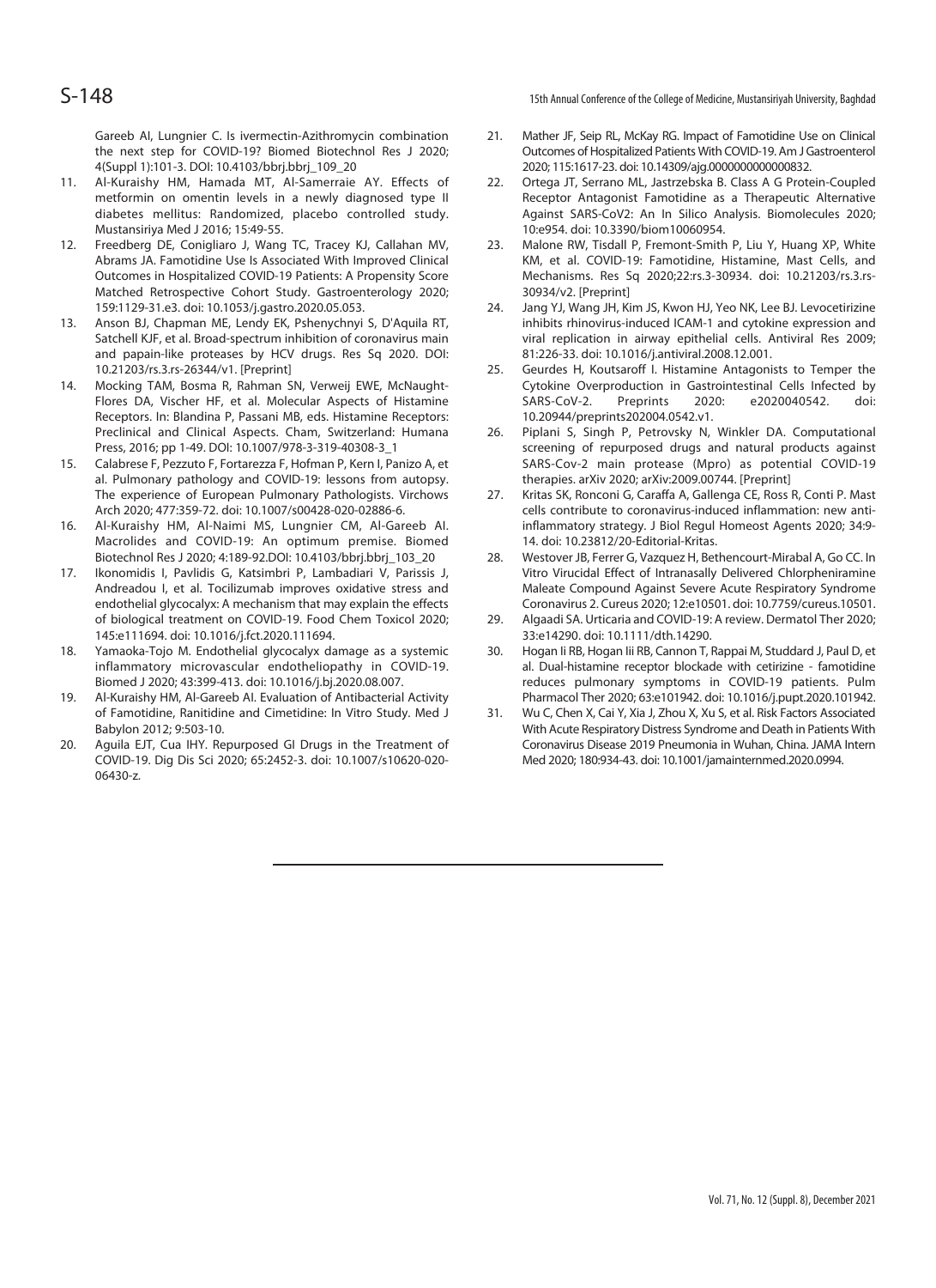Gareeb AI, Lungnier C. Is ivermectin-Azithromycin combination the next step for COVID-19? Biomed Biotechnol Res J 2020; 4(Suppl 1):101-3. DOI: 10.4103/bbrj.bbrj_109_20

11. Al-Kuraishy HM, Hamada MT, Al-Samerraie AY. Effects of metformin on omentin levels in a newly diagnosed type II diabetes mellitus: Randomized, placebo controlled study. Mustansiriya Med J 2016; 15:49-55.
12. Freedberg DE, Conigliaro J, Wang TC, Tracey KJ, Callahan MV, Abrams JA. Famotidine Use Is Associated With Improved Clinical Outcomes in Hospitalized COVID-19 Patients: A Propensity Score Matched Retrospective Cohort Study. Gastroenterology 2020; 159:1129-31.e3. doi: 10.1053/j.gastro.2020.05.053.
13. Anson BJ, Chapman ME, Lendy EK, Pshenychnyi S, D'Aquila RT, Satchell KJF, et al. Broad-spectrum inhibition of coronavirus main and papain-like proteases by HCV drugs. Res Sq 2020. DOI: 10.21203/rs.3.rs-26344/v1. [Preprint]
14. Mocking TAM, Bosma R, Rahman SN, Verweij EWE, McNaught-Flores DA, Vischer HF, et al. Molecular Aspects of Histamine Receptors. In: Blandina P, Passani MB, eds. Histamine Receptors: Preclinical and Clinical Aspects. Cham, Switzerland: Humana Press, 2016; pp 1-49. DOI: 10.1007/978-3-319-40308-3_1
15. Calabrese F, Pezzuto F, Fortarezza F, Hofman P, Kern I, Panizo A, et al. Pulmonary pathology and COVID-19: lessons from autopsy. The experience of European Pulmonary Pathologists. Virchows Arch 2020; 477:359-72. doi: 10.1007/s00428-020-02886-6.
16. Al-Kuraishy HM, Al-Naimi MS, Lungnier CM, Al-Gareeb AI. Macrolides and COVID-19: An optimum premise. Biomed Biotechnol Res J 2020; 4:189-92.DOI: 10.4103/bbrj.bbrj_103_20
17. Ikonomidis I, Pavlidis G, Katsimbri P, Lambadiari V, Parissis J, Andreadou I, et al. Tocilizumab improves oxidative stress and endothelial glycocalyx: A mechanism that may explain the effects of biological treatment on COVID-19. Food Chem Toxicol 2020; 145:e111694. doi: 10.1016/j.fct.2020.111694.
18. Yamaoka-Tojo M. Endothelial glycocalyx damage as a systemic inflammatory microvascular endotheliopathy in COVID-19. Biomed J 2020; 43:399-413. doi: 10.1016/j.bj.2020.08.007.
19. Al-Kuraishy HM, Al-Gareeb AI. Evaluation of Antibacterial Activity of Famotidine, Ranitidine and Cimetidine: In Vitro Study. Med J Babylon 2012; 9:503-10.
20. Aguila EJT, Cua IHY. Repurposed GI Drugs in the Treatment of COVID-19. Dig Dis Sci 2020; 65:2452-3. doi: 10.1007/s10620-020-06430-z.
21. Mather JF, Seip RL, McKay RG. Impact of Famotidine Use on Clinical Outcomes of Hospitalized Patients With COVID-19. Am J Gastroenterol 2020; 115:1617-23. doi: 10.14309/ajg.0000000000000832.
22. Ortega JT, Serrano ML, Jastrzebska B. Class A G Protein-Coupled Receptor Antagonist Famotidine as a Therapeutic Alternative Against SARS-CoV2: An In Silico Analysis. Biomolecules 2020; 10:e954. doi: 10.3390/biom10060954.
23. Malone RW, Tisdall P, Fremont-Smith P, Liu Y, Huang XP, White KM, et al. COVID-19: Famotidine, Histamine, Mast Cells, and Mechanisms. Res Sq 2020;22:rs.3-30934. doi: 10.21203/rs.3.rs-30934/v2. [Preprint]
24. Jang YJ, Wang JH, Kim JS, Kwon HJ, Yeo NK, Lee BJ. Levocetirizine inhibits rhinovirus-induced ICAM-1 and cytokine expression and viral replication in airway epithelial cells. Antiviral Res 2009; 81:226-33. doi: 10.1016/j.antiviral.2008.12.001.
25. Geurdes H, Koutsaroff I. Histamine Antagonists to Temper the Cytokine Overproduction in Gastrointestinal Cells Infected by SARS-CoV-2. Preprints 2020: e2020040542. doi: 10.20944/preprints202004.0542.v1.
26. Piplani S, Singh P, Petrovsky N, Winkler DA. Computational screening of repurposed drugs and natural products against SARS-Cov-2 main protease (Mpro) as potential COVID-19 therapies. arXiv 2020; arXiv:2009.00744. [Preprint]
27. Kritas SK, Ronconi G, Caraffa A, Gallenga CE, Ross R, Conti P. Mast cells contribute to coronavirus-induced inflammation: new anti-inflammatory strategy. J Biol Regul Homeost Agents 2020; 34:9-14. doi: 10.23812/20-Editorial-Kritas.
28. Westover JB, Ferrer G, Vazquez H, Bethencourt-Mirabal A, Go CC. In Vitro Virucidal Effect of Intranasally Delivered Chlorpheniramine Maleate Compound Against Severe Acute Respiratory Syndrome Coronavirus 2. Cureus 2020; 12:e10501. doi: 10.7759/cureus.10501.
29. Algaadi SA. Urticaria and COVID-19: A review. Dermatol Ther 2020; 33:e14290. doi: 10.1111/dth.14290.
30. Hogan Ii RB, Hogan Iii RB, Cannon T, Rappai M, Studdard J, Paul D, et al. Dual-histamine receptor blockade with cetirizine - famotidine reduces pulmonary symptoms in COVID-19 patients. Pulm Pharmacol Ther 2020; 63:e101942. doi: 10.1016/j.pupt.2020.101942.
31. Wu C, Chen X, Cai Y, Xia J, Zhou X, Xu S, et al. Risk Factors Associated With Acute Respiratory Distress Syndrome and Death in Patients With Coronavirus Disease 2019 Pneumonia in Wuhan, China. JAMA Intern Med 2020; 180:934-43. doi: 10.1001/jamainternmed.2020.0994.